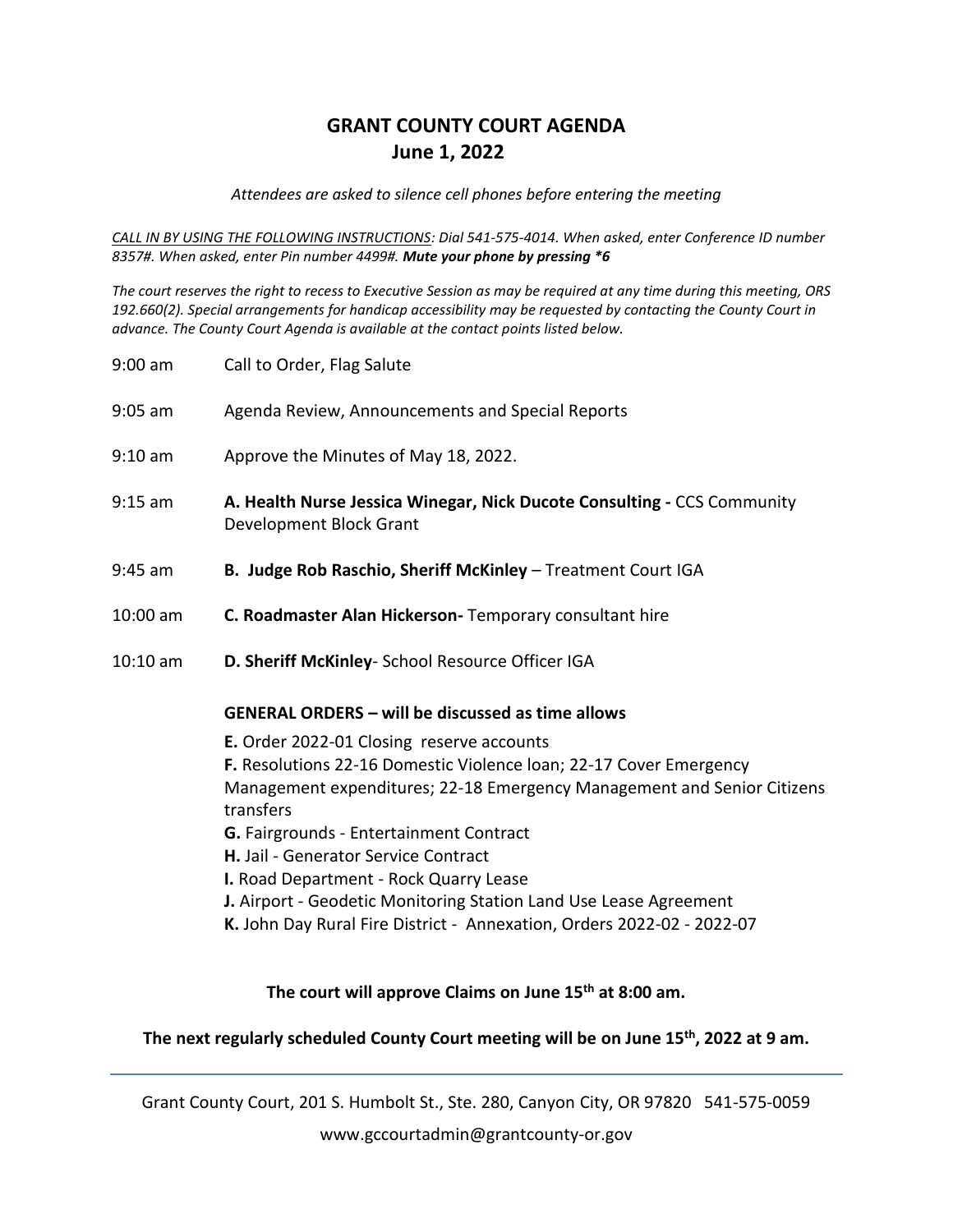# GRANT COUNTY COURT AGENDA
## June 1, 2022

*Attendees are asked to silence cell phones before entering the meeting*

*CALL IN BY USING THE FOLLOWING INSTRUCTIONS: Dial 541-575-4014. When asked, enter Conference ID number 8357#. When asked, enter Pin number 4499#.* ***Mute your phone by pressing *6***

*The court reserves the right to recess to Executive Session as may be required at any time during this meeting, ORS 192.660(2). Special arrangements for handicap accessibility may be requested by contacting the County Court in advance. The County Court Agenda is available at the contact points listed below.*

9:00 am — Call to Order, Flag Salute

9:05 am — Agenda Review, Announcements and Special Reports

9:10 am — Approve the Minutes of May 18, 2022.

9:15 am — **A. Health Nurse Jessica Winegar, Nick Ducote Consulting -** CCS Community Development Block Grant

9:45 am — **B. Judge Rob Raschio, Sheriff McKinley** – Treatment Court IGA

10:00 am — **C. Roadmaster Alan Hickerson-** Temporary consultant hire

10:10 am — **D. Sheriff McKinley**- School Resource Officer IGA

**GENERAL ORDERS – will be discussed as time allows**

**E.** Order 2022-01 Closing reserve accounts  
**F.** Resolutions 22-16 Domestic Violence loan; 22-17 Cover Emergency Management expenditures; 22-18 Emergency Management and Senior Citizens transfers  
**G.** Fairgrounds - Entertainment Contract  
**H.** Jail - Generator Service Contract  
**I.** Road Department - Rock Quarry Lease  
**J.** Airport - Geodetic Monitoring Station Land Use Lease Agreement  
**K.** John Day Rural Fire District - Annexation, Orders 2022-02 - 2022-07

**The court will approve Claims on June 15th at 8:00 am.**

**The next regularly scheduled County Court meeting will be on June 15th, 2022 at 9 am.**

---

Grant County Court, 201 S. Humbolt St., Ste. 280, Canyon City, OR 97820 541-575-0059

www.gccourtadmin@grantcounty-or.gov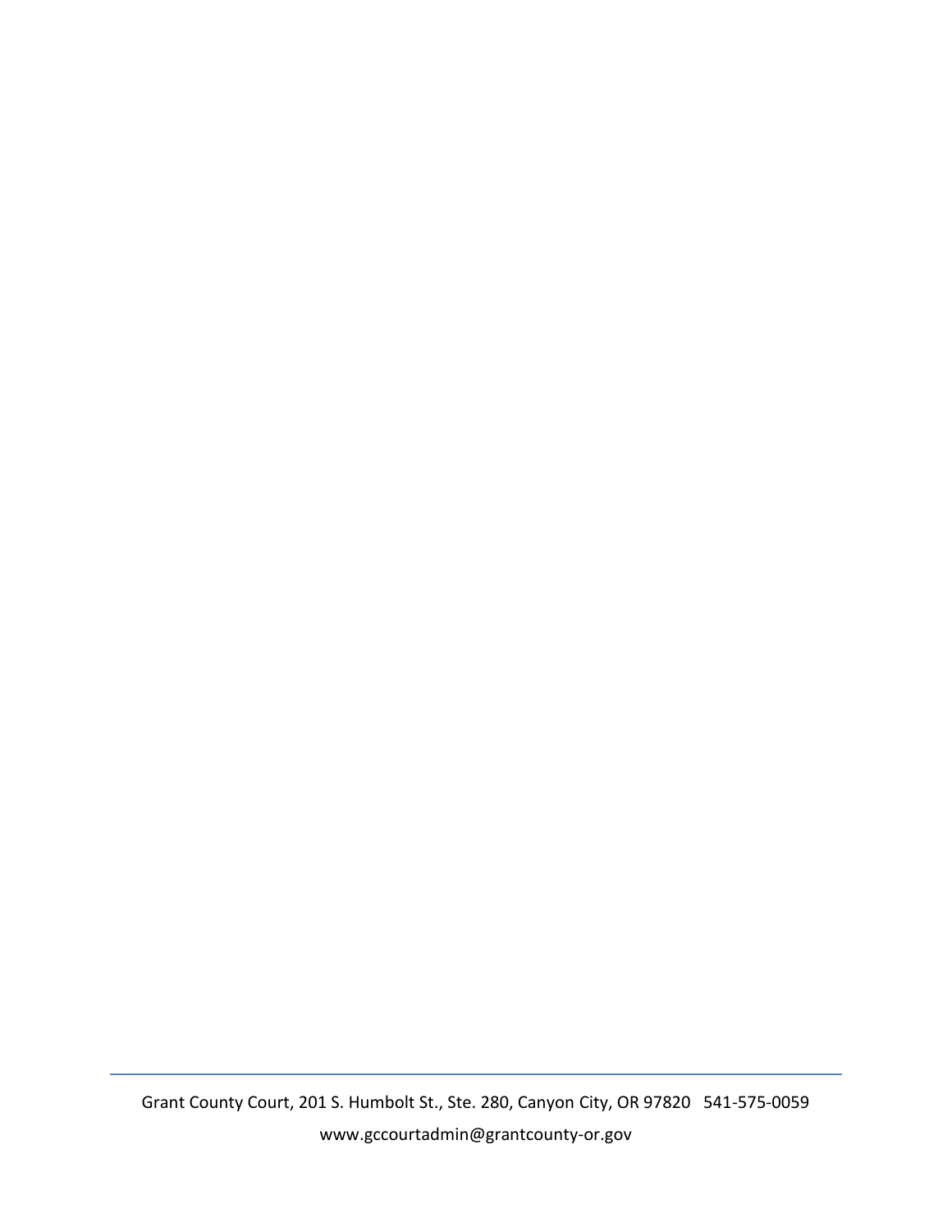Grant County Court, 201 S. Humbolt St., Ste. 280, Canyon City, OR 97820 541-575-0059

www.gccourtadmin@grantcounty-or.gov